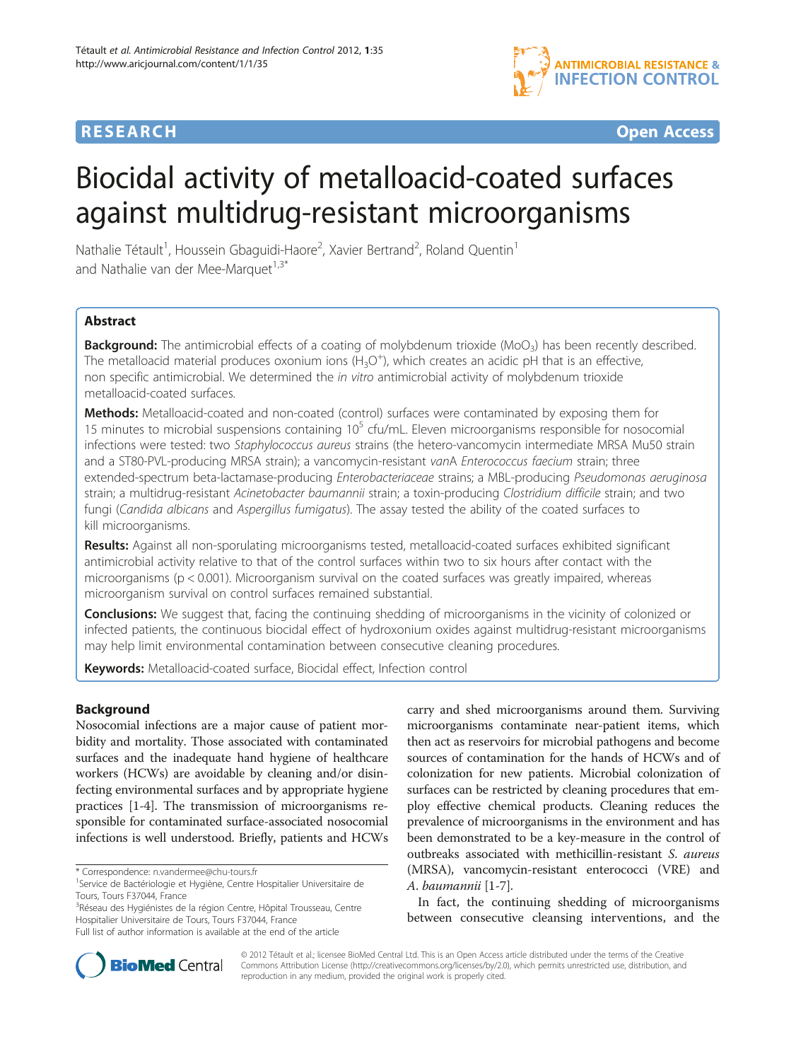# RESEARCH

# Biocidal activity of metalloacid-coated surfaces against multidrug-resistant microorganisms

Nathalie Tétault[1], Houssein Gbaguidi-Haore[2], Xavier Bertrand[2], Roland Quentin[1] and Nathalie van der Mee-Marquet[1,3*]

## Abstract

**Background:** The antimicrobial effects of a coating of molybdenum trioxide ($MoO_3$) has been recently described. The metalloacid material produces oxonium ions ($H_3O^+$), which creates an acidic pH that is an effective, non specific antimicrobial. We determined the *in vitro* antimicrobial activity of molybdenum trioxide metalloacid-coated surfaces.

**Methods:** Metalloacid-coated and non-coated (control) surfaces were contaminated by exposing them for 15 minutes to microbial suspensions containing $10^5$ cfu/mL. Eleven microorganisms responsible for nosocomial infections were tested: two *Staphylococcus aureus* strains (the hetero-vancomycin intermediate MRSA Mu50 strain and a ST80-PVL-producing MRSA strain); a vancomycin-resistant *vanA Enterococcus faecium* strain; three extended-spectrum beta-lactamase-producing *Enterobacteriaceae* strains; a MBL-producing *Pseudomonas aeruginosa* strain; a multidrug-resistant *Acinetobacter baumannii* strain; a toxin-producing *Clostridium difficile* strain; and two fungi (*Candida albicans* and *Aspergillus fumigatus*). The assay tested the ability of the coated surfaces to kill microorganisms.

**Results:** Against all non-sporulating microorganisms tested, metalloacid-coated surfaces exhibited significant antimicrobial activity relative to that of the control surfaces within two to six hours after contact with the microorganisms ($p < 0.001$). Microorganism survival on the coated surfaces was greatly impaired, whereas microorganism survival on control surfaces remained substantial.

**Conclusions:** We suggest that, facing the continuing shedding of microorganisms in the vicinity of colonized or infected patients, the continuous biocidal effect of hydroxonium oxides against multidrug-resistant microorganisms may help limit environmental contamination between consecutive cleaning procedures.

**Keywords:** Metalloacid-coated surface, Biocidal effect, Infection control

## Background

Nosocomial infections are a major cause of patient morbidity and mortality. Those associated with contaminated surfaces and the inadequate hand hygiene of healthcare workers (HCWs) are avoidable by cleaning and/or disinfecting environmental surfaces and by appropriate hygiene practices [1-4]. The transmission of microorganisms responsible for contaminated surface-associated nosocomial infections is well understood. Briefly, patients and HCWs carry and shed microorganisms around them. Surviving microorganisms contaminate near-patient items, which then act as reservoirs for microbial pathogens and become sources of contamination for the hands of HCWs and of colonization for new patients. Microbial colonization of surfaces can be restricted by cleaning procedures that employ effective chemical products. Cleaning reduces the prevalence of microorganisms in the environment and has been demonstrated to be a key-measure in the control of outbreaks associated with methicillin-resistant *S. aureus* (MRSA), vancomycin-resistant enterococci (VRE) and *A. baumannii* [1-7].

In fact, the continuing shedding of microorganisms between consecutive cleansing interventions, and the

\* Correspondence: n.vandermee@chu-tours.fr
[1]Service de Bactériologie et Hygiène, Centre Hospitalier Universitaire de Tours, Tours F37044, France
[3]Réseau des Hygiénistes de la région Centre, Hôpital Trousseau, Centre Hospitalier Universitaire de Tours, Tours F37044, France
Full list of author information is available at the end of the article

© 2012 Tétault et al.; licensee BioMed Central Ltd. This is an Open Access article distributed under the terms of the Creative Commons Attribution License (http://creativecommons.org/licenses/by/2.0), which permits unrestricted use, distribution, and reproduction in any medium, provided the original work is properly cited.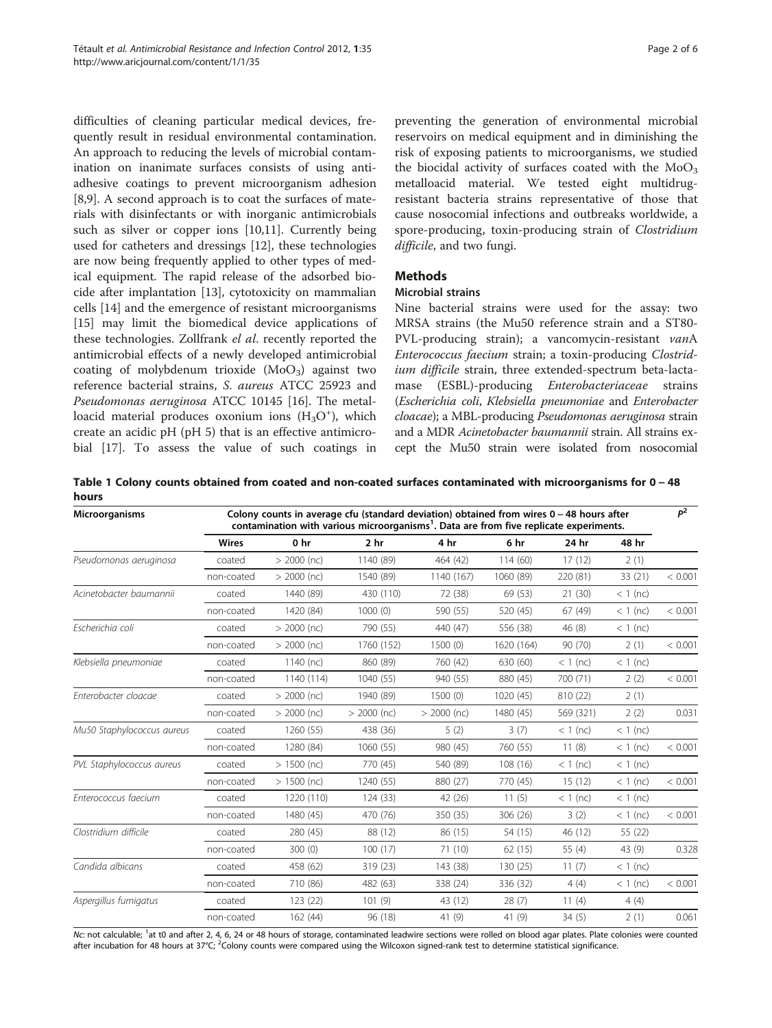difficulties of cleaning particular medical devices, frequently result in residual environmental contamination. An approach to reducing the levels of microbial contamination on inanimate surfaces consists of using anti-adhesive coatings to prevent microorganism adhesion [8,9]. A second approach is to coat the surfaces of materials with disinfectants or with inorganic antimicrobials such as silver or copper ions [10,11]. Currently being used for catheters and dressings [12], these technologies are now being frequently applied to other types of medical equipment. The rapid release of the adsorbed biocide after implantation [13], cytotoxicity on mammalian cells [14] and the emergence of resistant microorganisms [15] may limit the biomedical device applications of these technologies. Zollfrank *el al*. recently reported the antimicrobial effects of a newly developed antimicrobial coating of molybdenum trioxide ($MoO_3$) against two reference bacterial strains, *S. aureus* ATCC 25923 and *Pseudomonas aeruginosa* ATCC 10145 [16]. The metalloacid material produces oxonium ions ($H_3O^+$), which create an acidic pH (pH 5) that is an effective antimicrobial [17]. To assess the value of such coatings in preventing the generation of environmental microbial reservoirs on medical equipment and in diminishing the risk of exposing patients to microorganisms, we studied the biocidal activity of surfaces coated with the $MoO_3$ metalloacid material. We tested eight multidrug-resistant bacteria strains representative of those that cause nosocomial infections and outbreaks worldwide, a spore-producing, toxin-producing strain of *Clostridium difficile*, and two fungi.

## Methods

### Microbial strains

Nine bacterial strains were used for the assay: two MRSA strains (the Mu50 reference strain and a ST80-PVL-producing strain); a vancomycin-resistant *vanA* *Enterococcus faecium* strain; a toxin-producing *Clostridium difficile* strain, three extended-spectrum beta-lactamase (ESBL)-producing *Enterobacteriaceae* strains (*Escherichia coli*, *Klebsiella pneumoniae* and *Enterobacter cloacae*); a MBL-producing *Pseudomonas aeruginosa* strain and a MDR *Acinetobacter baumannii* strain. All strains except the Mu50 strain were isolated from nosocomial

**Table 1 Colony counts obtained from coated and non-coated surfaces contaminated with microorganisms for 0 – 48 hours**

| Microorganisms | Colony counts in average cfu (standard deviation) obtained from wires 0 – 48 hours after contamination with various microorganisms[1]. Data are from five replicate experiments. | | | | | | | $P^2$ |
|---|---|---|---|---|---|---|---|---|
| | Wires | 0 hr | 2 hr | 4 hr | 6 hr | 24 hr | 48 hr | |
| *Pseudomonas aeruginosa* | coated | > 2000 (nc) | 1140 (89) | 464 (42) | 114 (60) | 17 (12) | 2 (1) | |
| | non-coated | > 2000 (nc) | 1540 (89) | 1140 (167) | 1060 (89) | 220 (81) | 33 (21) | < 0.001 |
| *Acinetobacter baumannii* | coated | 1440 (89) | 430 (110) | 72 (38) | 69 (53) | 21 (30) | < 1 (nc) | |
| | non-coated | 1420 (84) | 1000 (0) | 590 (55) | 520 (45) | 67 (49) | < 1 (nc) | < 0.001 |
| *Escherichia coli* | coated | > 2000 (nc) | 790 (55) | 440 (47) | 556 (38) | 46 (8) | < 1 (nc) | |
| | non-coated | > 2000 (nc) | 1760 (152) | 1500 (0) | 1620 (164) | 90 (70) | 2 (1) | < 0.001 |
| *Klebsiella pneumoniae* | coated | 1140 (nc) | 860 (89) | 760 (42) | 630 (60) | < 1 (nc) | < 1 (nc) | |
| | non-coated | 1140 (114) | 1040 (55) | 940 (55) | 880 (45) | 700 (71) | 2 (2) | < 0.001 |
| *Enterobacter cloacae* | coated | > 2000 (nc) | 1940 (89) | 1500 (0) | 1020 (45) | 810 (22) | 2 (1) | |
| | non-coated | > 2000 (nc) | > 2000 (nc) | > 2000 (nc) | 1480 (45) | 569 (321) | 2 (2) | 0.031 |
| *Mu50 Staphylococcus aureus* | coated | 1260 (55) | 438 (36) | 5 (2) | 3 (7) | < 1 (nc) | < 1 (nc) | |
| | non-coated | 1280 (84) | 1060 (55) | 980 (45) | 760 (55) | 11 (8) | < 1 (nc) | < 0.001 |
| *PVL Staphylococcus aureus* | coated | > 1500 (nc) | 770 (45) | 540 (89) | 108 (16) | < 1 (nc) | < 1 (nc) | |
| | non-coated | > 1500 (nc) | 1240 (55) | 880 (27) | 770 (45) | 15 (12) | < 1 (nc) | < 0.001 |
| *Enterococcus faecium* | coated | 1220 (110) | 124 (33) | 42 (26) | 11 (5) | < 1 (nc) | < 1 (nc) | |
| | non-coated | 1480 (45) | 470 (76) | 350 (35) | 306 (26) | 3 (2) | < 1 (nc) | < 0.001 |
| *Clostridium difficile* | coated | 280 (45) | 88 (12) | 86 (15) | 54 (15) | 46 (12) | 55 (22) | |
| | non-coated | 300 (0) | 100 (17) | 71 (10) | 62 (15) | 55 (4) | 43 (9) | 0.328 |
| *Candida albicans* | coated | 458 (62) | 319 (23) | 143 (38) | 130 (25) | 11 (7) | < 1 (nc) | |
| | non-coated | 710 (86) | 482 (63) | 338 (24) | 336 (32) | 4 (4) | < 1 (nc) | < 0.001 |
| *Aspergillus fumigatus* | coated | 123 (22) | 101 (9) | 43 (12) | 28 (7) | 11 (4) | 4 (4) | |
| | non-coated | 162 (44) | 96 (18) | 41 (9) | 41 (9) | 34 (5) | 2 (1) | 0.061 |

*Nc*: not calculable; [1]at t0 and after 2, 4, 6, 24 or 48 hours of storage, contaminated leadwire sections were rolled on blood agar plates. Plate colonies were counted after incubation for 48 hours at 37°C; [2]Colony counts were compared using the Wilcoxon signed-rank test to determine statistical significance.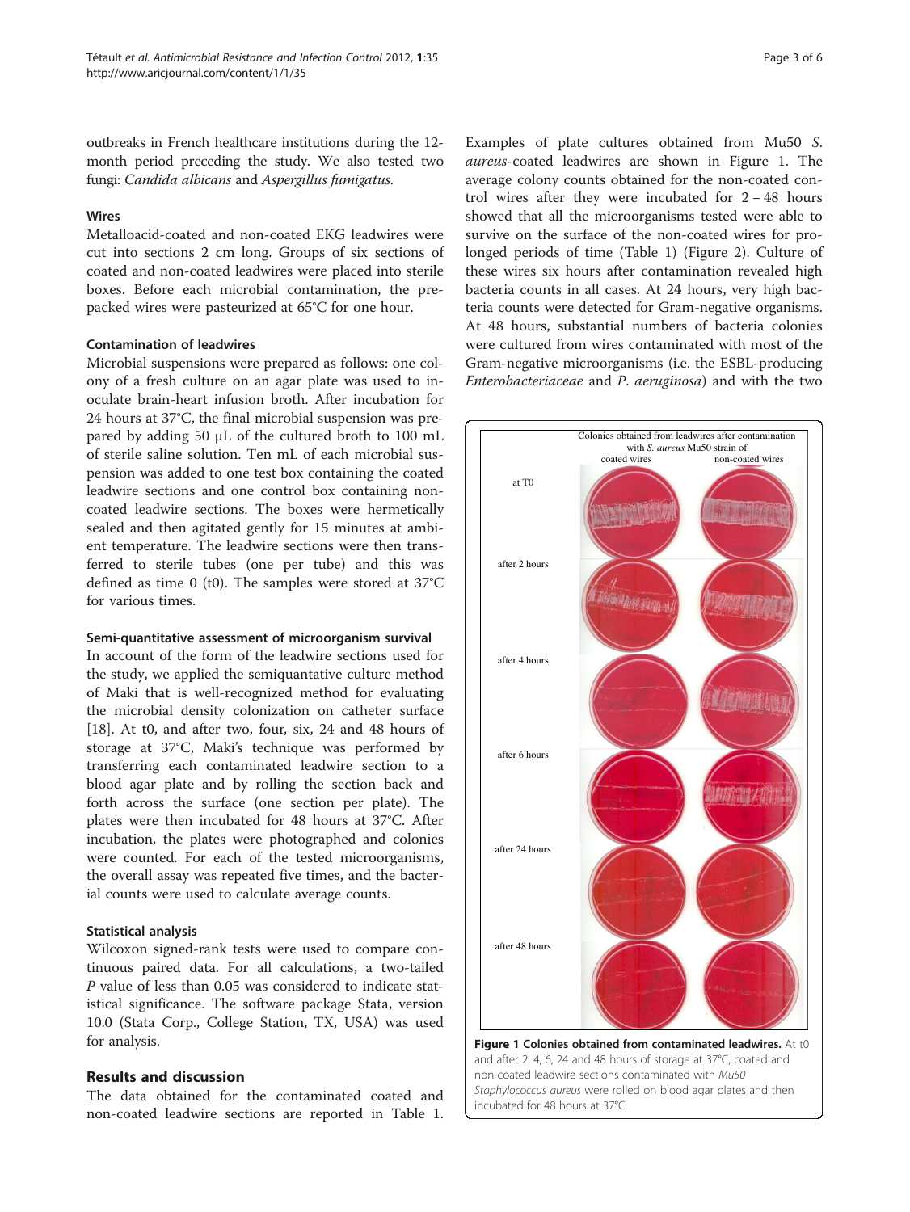outbreaks in French healthcare institutions during the 12-month period preceding the study. We also tested two fungi: *Candida albicans* and *Aspergillus fumigatus*.

### Wires

Metalloacid-coated and non-coated EKG leadwires were cut into sections 2 cm long. Groups of six sections of coated and non-coated leadwires were placed into sterile boxes. Before each microbial contamination, the pre-packed wires were pasteurized at 65°C for one hour.

### Contamination of leadwires

Microbial suspensions were prepared as follows: one colony of a fresh culture on an agar plate was used to inoculate brain-heart infusion broth. After incubation for 24 hours at 37°C, the final microbial suspension was prepared by adding 50 μL of the cultured broth to 100 mL of sterile saline solution. Ten mL of each microbial suspension was added to one test box containing the coated leadwire sections and one control box containing non-coated leadwire sections. The boxes were hermetically sealed and then agitated gently for 15 minutes at ambient temperature. The leadwire sections were then transferred to sterile tubes (one per tube) and this was defined as time 0 (t0). The samples were stored at 37°C for various times.

#### Semi-quantitative assessment of microorganism survival

In account of the form of the leadwire sections used for the study, we applied the semiquantative culture method of Maki that is well-recognized method for evaluating the microbial density colonization on catheter surface [18]. At t0, and after two, four, six, 24 and 48 hours of storage at 37°C, Maki's technique was performed by transferring each contaminated leadwire section to a blood agar plate and by rolling the section back and forth across the surface (one section per plate). The plates were then incubated for 48 hours at 37°C. After incubation, the plates were photographed and colonies were counted. For each of the tested microorganisms, the overall assay was repeated five times, and the bacterial counts were used to calculate average counts.

### Statistical analysis

Wilcoxon signed-rank tests were used to compare continuous paired data. For all calculations, a two-tailed *P* value of less than 0.05 was considered to indicate statistical significance. The software package Stata, version 10.0 (Stata Corp., College Station, TX, USA) was used for analysis.

## Results and discussion

The data obtained for the contaminated coated and non-coated leadwire sections are reported in Table 1. Examples of plate cultures obtained from Mu50 *S. aureus*-coated leadwires are shown in Figure 1. The average colony counts obtained for the non-coated control wires after they were incubated for 2 – 48 hours showed that all the microorganisms tested were able to survive on the surface of the non-coated wires for prolonged periods of time (Table 1) (Figure 2). Culture of these wires six hours after contamination revealed high bacteria counts in all cases. At 24 hours, very high bacteria counts were detected for Gram-negative organisms. At 48 hours, substantial numbers of bacteria colonies were cultured from wires contaminated with most of the Gram-negative microorganisms (i.e. the ESBL-producing *Enterobacteriaceae* and *P. aeruginosa*) and with the two

**Figure 1 Colonies obtained from contaminated leadwires.** At t0 and after 2, 4, 6, 24 and 48 hours of storage at 37°C, coated and non-coated leadwire sections contaminated with *Mu50 Staphylococcus aureus* were rolled on blood agar plates and then incubated for 48 hours at 37°C.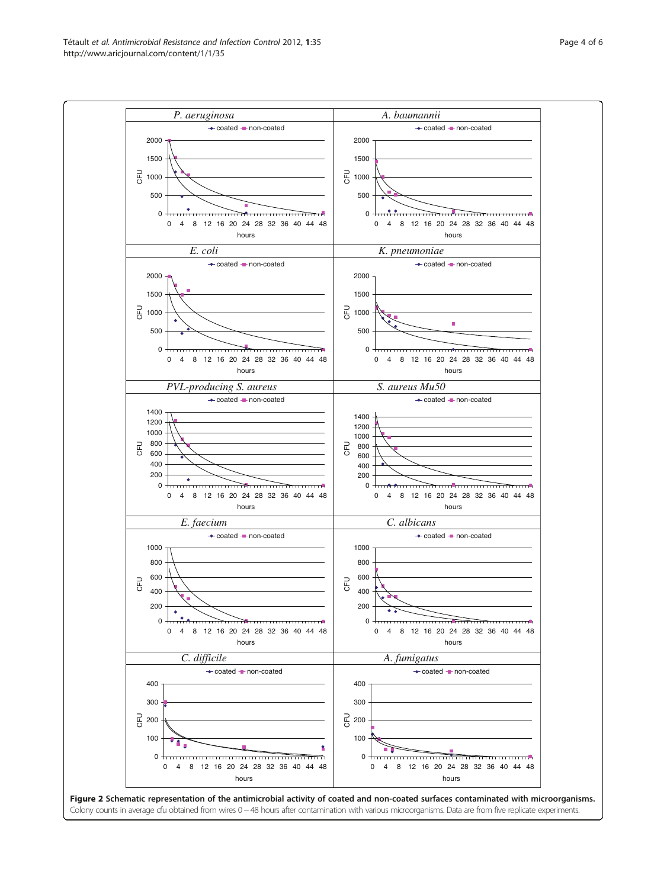**Figure 2 Schematic representation of the antimicrobial activity of coated and non-coated surfaces contaminated with microorganisms.** Colony counts in average cfu obtained from wires 0 – 48 hours after contamination with various microorganisms. Data are from five replicate experiments.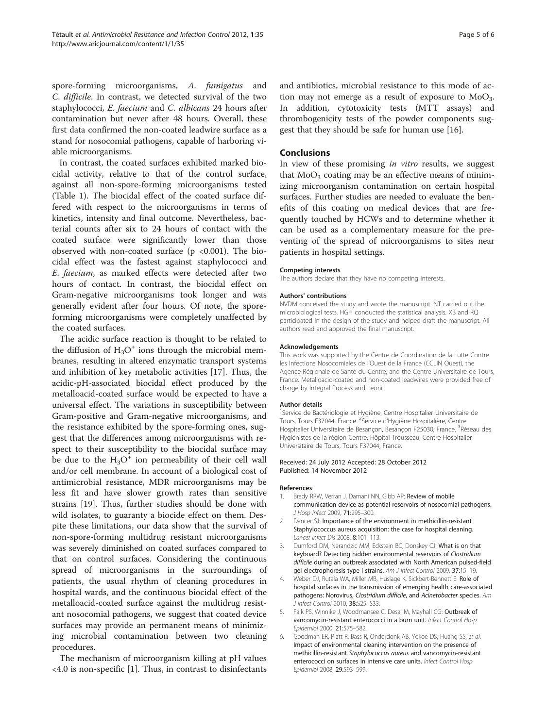spore-forming microorganisms, *A. fumigatus* and *C. difficile*. In contrast, we detected survival of the two staphylococci, *E. faecium* and *C. albicans* 24 hours after contamination but never after 48 hours. Overall, these first data confirmed the non-coated leadwire surface as a stand for nosocomial pathogens, capable of harboring viable microorganisms.

In contrast, the coated surfaces exhibited marked biocidal activity, relative to that of the control surface, against all non-spore-forming microorganisms tested (Table 1). The biocidal effect of the coated surface differed with respect to the microorganisms in terms of kinetics, intensity and final outcome. Nevertheless, bacterial counts after six to 24 hours of contact with the coated surface were significantly lower than those observed with non-coated surface ($p < 0.001$). The biocidal effect was the fastest against staphylococci and *E. faecium*, as marked effects were detected after two hours of contact. In contrast, the biocidal effect on Gram-negative microorganisms took longer and was generally evident after four hours. Of note, the spore-forming microorganisms were completely unaffected by the coated surfaces.

The acidic surface reaction is thought to be related to the diffusion of $H_3O^+$ ions through the microbial membranes, resulting in altered enzymatic transport systems and inhibition of key metabolic activities [17]. Thus, the acidic-pH-associated biocidal effect produced by the metalloacid-coated surface would be expected to have a universal effect. The variations in susceptibility between Gram-positive and Gram-negative microorganisms, and the resistance exhibited by the spore-forming ones, suggest that the differences among microorganisms with respect to their susceptibility to the biocidal surface may be due to the $H_3O^+$ ion permeability of their cell wall and/or cell membrane. In account of a biological cost of antimicrobial resistance, MDR microorganisms may be less fit and have slower growth rates than sensitive strains [19]. Thus, further studies should be done with wild isolates, to guaranty a biocide effect on them. Despite these limitations, our data show that the survival of non-spore-forming multidrug resistant microorganisms was severely diminished on coated surfaces compared to that on control surfaces. Considering the continuous spread of microorganisms in the surroundings of patients, the usual rhythm of cleaning procedures in hospital wards, and the continuous biocidal effect of the metalloacid-coated surface against the multidrug resistant nosocomial pathogens, we suggest that coated device surfaces may provide an permanent means of minimizing microbial contamination between two cleaning procedures.

The mechanism of microorganism killing at pH values <4.0 is non-specific [1]. Thus, in contrast to disinfectants and antibiotics, microbial resistance to this mode of action may not emerge as a result of exposure to $MoO_3$. In addition, cytotoxicity tests (MTT assays) and thrombogenicity tests of the powder components suggest that they should be safe for human use [16].

## Conclusions

In view of these promising *in vitro* results, we suggest that $MoO_3$ coating may be an effective means of minimizing microorganism contamination on certain hospital surfaces. Further studies are needed to evaluate the benefits of this coating on medical devices that are frequently touched by HCWs and to determine whether it can be used as a complementary measure for the preventing of the spread of microorganisms to sites near patients in hospital settings.

#### Competing interests

The authors declare that they have no competing interests.

#### Authors' contributions

NVDM conceived the study and wrote the manuscript. NT carried out the microbiological tests. HGH conducted the statistical analysis. XB and RQ participated in the design of the study and helped draft the manuscript. All authors read and approved the final manuscript.

#### Acknowledgements

This work was supported by the Centre de Coordination de la Lutte Contre les Infections Nosocomiales de l'Ouest de la France (CCLIN Ouest), the Agence Régionale de Santé du Centre, and the Centre Universitaire de Tours, France. Metalloacid-coated and non-coated leadwires were provided free of charge by Integral Process and Leoni.

#### Author details

[1]Service de Bactériologie et Hygiène, Centre Hospitalier Universitaire de Tours, Tours F37044, France. [2]Service d'Hygiène Hospitalière, Centre Hospitalier Universitaire de Besançon, Besançon F25030, France. [3]Réseau des Hygiénistes de la région Centre, Hôpital Trousseau, Centre Hospitalier Universitaire de Tours, Tours F37044, France.

Received: 24 July 2012 Accepted: 28 October 2012
Published: 14 November 2012

#### References

1. Brady RRW, Verran J, Damani NN, Gibb AP: **Review of mobile communication device as potential reservoirs of nosocomial pathogens.** *J Hosp Infect* 2009, **71:**295–300.
2. Dancer SJ: **Importance of the environment in methicillin-resistant Staphylococcus aureus acquisition: the case for hospital cleaning.** *Lancet Infect Dis* 2008, **8:**101–113.
3. Dumford DM, Nerandzic MM, Eckstein BC, Donskey CJ: **What is on that keyboard? Detecting hidden environmental reservoirs of *Clostridium difficile* during an outbreak associated with North American pulsed-field gel electrophoresis type I strains.** *Am J Infect Control* 2009, **37:**15–19.
4. Weber DJ, Rutala WA, Miller MB, Huslage K, Sickbert-Bennett E: **Role of hospital surfaces in the transmission of emerging health care-associated pathogens: Norovirus, *Clostridium difficile*, and *Acinetobacter* species.** *Am J Infect Control* 2010, **38:**S25–S33.
5. Falk PS, Winnike J, Woodmansee C, Desai M, Mayhall CG: **Outbreak of vancomycin-resistant enterococci in a burn unit.** *Infect Control Hosp Epidemiol* 2000, **21:**575–582.
6. Goodman ER, Platt R, Bass R, Onderdonk AB, Yokoe DS, Huang SS, *et al*: **Impact of environmental cleaning intervention on the presence of methicillin-resistant *Staphylococcus aureus* and vancomycin-resistant enterococci on surfaces in intensive care units.** *Infect Control Hosp Epidemiol* 2008, **29:**593–599.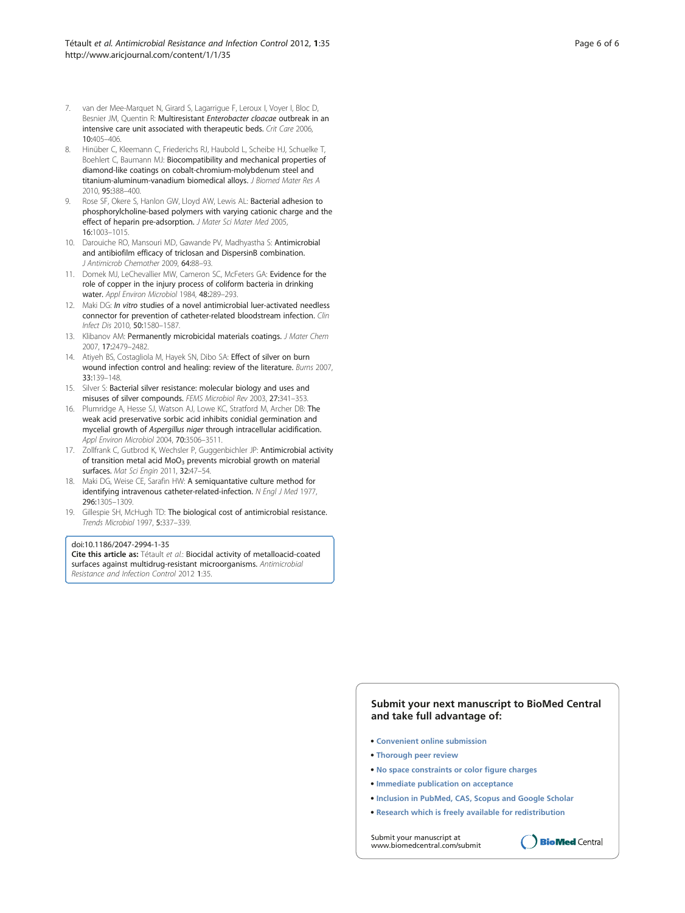7. van der Mee-Marquet N, Girard S, Lagarrigue F, Leroux I, Voyer I, Bloc D, Besnier JM, Quentin R: Multiresistant *Enterobacter cloacae* outbreak in an intensive care unit associated with therapeutic beds. *Crit Care* 2006, **10:**405–406.
8. Hinüber C, Kleemann C, Friederichs RJ, Haubold L, Scheibe HJ, Schuelke T, Boehlert C, Baumann MJ: Biocompatibility and mechanical properties of diamond-like coatings on cobalt-chromium-molybdenum steel and titanium-aluminum-vanadium biomedical alloys. *J Biomed Mater Res A* 2010, **95:**388–400.
9. Rose SF, Okere S, Hanlon GW, Lloyd AW, Lewis AL: Bacterial adhesion to phosphorylcholine-based polymers with varying cationic charge and the effect of heparin pre-adsorption. *J Mater Sci Mater Med* 2005, **16:**1003–1015.
10. Darouiche RO, Mansouri MD, Gawande PV, Madhyastha S: Antimicrobial and antibiofilm efficacy of triclosan and DispersinB combination. *J Antimicrob Chemother* 2009, **64:**88–93.
11. Domek MJ, LeChevallier MW, Cameron SC, McFeters GA: Evidence for the role of copper in the injury process of coliform bacteria in drinking water. *Appl Environ Microbiol* 1984, **48:**289–293.
12. Maki DG: *In vitro* studies of a novel antimicrobial luer-activated needless connector for prevention of catheter-related bloodstream infection. *Clin Infect Dis* 2010, **50:**1580–1587.
13. Klibanov AM: Permanently microbicidal materials coatings. *J Mater Chem* 2007, **17:**2479–2482.
14. Atiyeh BS, Costagliola M, Hayek SN, Dibo SA: Effect of silver on burn wound infection control and healing: review of the literature. *Burns* 2007, **33:**139–148.
15. Silver S: Bacterial silver resistance: molecular biology and uses and misuses of silver compounds. *FEMS Microbiol Rev* 2003, **27:**341–353.
16. Plumridge A, Hesse SJ, Watson AJ, Lowe KC, Stratford M, Archer DB: The weak acid preservative sorbic acid inhibits conidial germination and mycelial growth of *Aspergillus niger* through intracellular acidification. *Appl Environ Microbiol* 2004, **70:**3506–3511.
17. Zollfrank C, Gutbrod K, Wechsler P, Guggenbichler JP: Antimicrobial activity of transition metal acid $MoO_3$ prevents microbial growth on material surfaces. *Mat Sci Engin* 2011, **32:**47–54.
18. Maki DG, Weise CE, Sarafin HW: A semiquantative culture method for identifying intravenous catheter-related-infection. *N Engl J Med* 1977, **296:**1305–1309.
19. Gillespie SH, McHugh TD: The biological cost of antimicrobial resistance. *Trends Microbiol* 1997, **5:**337–339.

doi:10.1186/2047-2994-1-35
**Cite this article as:** Tétault *et al.*: Biocidal activity of metalloacid-coated surfaces against multidrug-resistant microorganisms. *Antimicrobial Resistance and Infection Control* 2012 **1**:35.

**Submit your next manuscript to BioMed Central and take full advantage of:**

- **Convenient online submission**
- **Thorough peer review**
- **No space constraints or color figure charges**
- **Immediate publication on acceptance**
- **Inclusion in PubMed, CAS, Scopus and Google Scholar**
- **Research which is freely available for redistribution**

Submit your manuscript at
www.biomedcentral.com/submit

BioMed Central